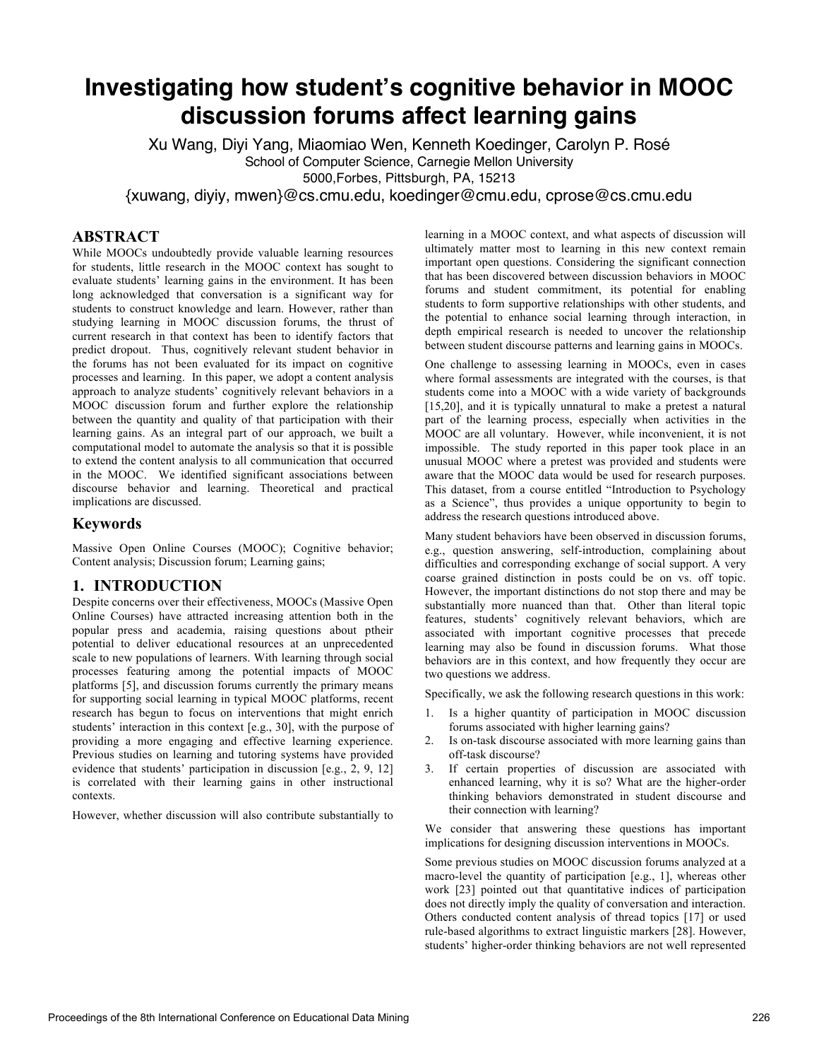# Investigating how student's cognitive behavior in MOOC discussion forums affect learning gains

Xu Wang, Diyi Yang, Miaomiao Wen, Kenneth Koedinger, Carolyn P. Rosé
School of Computer Science, Carnegie Mellon University
5000,Forbes, Pittsburgh, PA, 15213
{xuwang, diyiy, mwen}@cs.cmu.edu, koedinger@cmu.edu, cprose@cs.cmu.edu

## ABSTRACT

While MOOCs undoubtedly provide valuable learning resources for students, little research in the MOOC context has sought to evaluate students' learning gains in the environment. It has been long acknowledged that conversation is a significant way for students to construct knowledge and learn. However, rather than studying learning in MOOC discussion forums, the thrust of current research in that context has been to identify factors that predict dropout. Thus, cognitively relevant student behavior in the forums has not been evaluated for its impact on cognitive processes and learning. In this paper, we adopt a content analysis approach to analyze students' cognitively relevant behaviors in a MOOC discussion forum and further explore the relationship between the quantity and quality of that participation with their learning gains. As an integral part of our approach, we built a computational model to automate the analysis so that it is possible to extend the content analysis to all communication that occurred in the MOOC. We identified significant associations between discourse behavior and learning. Theoretical and practical implications are discussed.

## Keywords

Massive Open Online Courses (MOOC); Cognitive behavior; Content analysis; Discussion forum; Learning gains;

## 1. INTRODUCTION

Despite concerns over their effectiveness, MOOCs (Massive Open Online Courses) have attracted increasing attention both in the popular press and academia, raising questions about ptheir potential to deliver educational resources at an unprecedented scale to new populations of learners. With learning through social processes featuring among the potential impacts of MOOC platforms [5], and discussion forums currently the primary means for supporting social learning in typical MOOC platforms, recent research has begun to focus on interventions that might enrich students' interaction in this context [e.g., 30], with the purpose of providing a more engaging and effective learning experience. Previous studies on learning and tutoring systems have provided evidence that students' participation in discussion [e.g., 2, 9, 12] is correlated with their learning gains in other instructional contexts.

However, whether discussion will also contribute substantially to learning in a MOOC context, and what aspects of discussion will ultimately matter most to learning in this new context remain important open questions. Considering the significant connection that has been discovered between discussion behaviors in MOOC forums and student commitment, its potential for enabling students to form supportive relationships with other students, and the potential to enhance social learning through interaction, in depth empirical research is needed to uncover the relationship between student discourse patterns and learning gains in MOOCs.

One challenge to assessing learning in MOOCs, even in cases where formal assessments are integrated with the courses, is that students come into a MOOC with a wide variety of backgrounds [15,20], and it is typically unnatural to make a pretest a natural part of the learning process, especially when activities in the MOOC are all voluntary. However, while inconvenient, it is not impossible. The study reported in this paper took place in an unusual MOOC where a pretest was provided and students were aware that the MOOC data would be used for research purposes. This dataset, from a course entitled "Introduction to Psychology as a Science", thus provides a unique opportunity to begin to address the research questions introduced above.

Many student behaviors have been observed in discussion forums, e.g., question answering, self-introduction, complaining about difficulties and corresponding exchange of social support. A very coarse grained distinction in posts could be on vs. off topic. However, the important distinctions do not stop there and may be substantially more nuanced than that. Other than literal topic features, students' cognitively relevant behaviors, which are associated with important cognitive processes that precede learning may also be found in discussion forums. What those behaviors are in this context, and how frequently they occur are two questions we address.

Specifically, we ask the following research questions in this work:

1. Is a higher quantity of participation in MOOC discussion forums associated with higher learning gains?
2. Is on-task discourse associated with more learning gains than off-task discourse?
3. If certain properties of discussion are associated with enhanced learning, why it is so? What are the higher-order thinking behaviors demonstrated in student discourse and their connection with learning?

We consider that answering these questions has important implications for designing discussion interventions in MOOCs.

Some previous studies on MOOC discussion forums analyzed at a macro-level the quantity of participation [e.g., 1], whereas other work [23] pointed out that quantitative indices of participation does not directly imply the quality of conversation and interaction. Others conducted content analysis of thread topics [17] or used rule-based algorithms to extract linguistic markers [28]. However, students' higher-order thinking behaviors are not well represented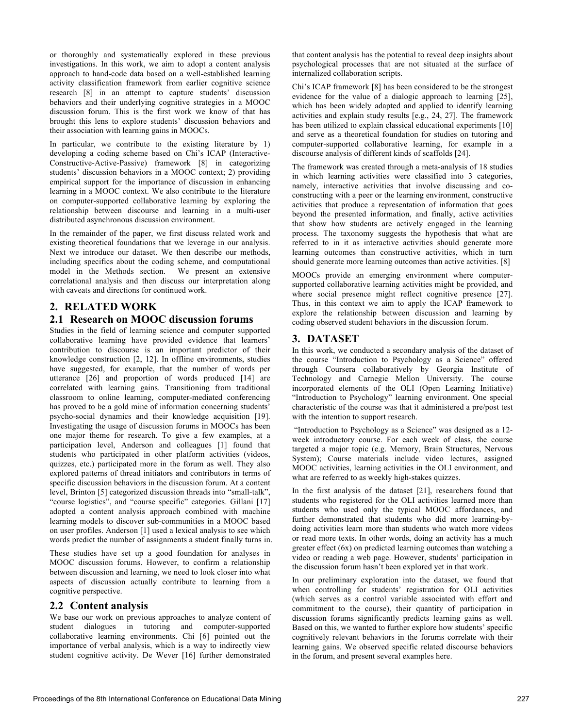or thoroughly and systematically explored in these previous investigations. In this work, we aim to adopt a content analysis approach to hand-code data based on a well-established learning activity classification framework from earlier cognitive science research [8] in an attempt to capture students' discussion behaviors and their underlying cognitive strategies in a MOOC discussion forum. This is the first work we know of that has brought this lens to explore students' discussion behaviors and their association with learning gains in MOOCs.

In particular, we contribute to the existing literature by 1) developing a coding scheme based on Chi's ICAP (Interactive-Constructive-Active-Passive) framework [8] in categorizing students' discussion behaviors in a MOOC context; 2) providing empirical support for the importance of discussion in enhancing learning in a MOOC context. We also contribute to the literature on computer-supported collaborative learning by exploring the relationship between discourse and learning in a multi-user distributed asynchronous discussion environment.

In the remainder of the paper, we first discuss related work and existing theoretical foundations that we leverage in our analysis. Next we introduce our dataset. We then describe our methods, including specifics about the coding scheme, and computational model in the Methods section. We present an extensive correlational analysis and then discuss our interpretation along with caveats and directions for continued work.

## 2. RELATED WORK

### 2.1 Research on MOOC discussion forums

Studies in the field of learning science and computer supported collaborative learning have provided evidence that learners' contribution to discourse is an important predictor of their knowledge construction [2, 12]. In offline environments, studies have suggested, for example, that the number of words per utterance [26] and proportion of words produced [14] are correlated with learning gains. Transitioning from traditional classroom to online learning, computer-mediated conferencing has proved to be a gold mine of information concerning students' psycho-social dynamics and their knowledge acquisition [19]. Investigating the usage of discussion forums in MOOCs has been one major theme for research. To give a few examples, at a participation level, Anderson and colleagues [1] found that students who participated in other platform activities (videos, quizzes, etc.) participated more in the forum as well. They also explored patterns of thread initiators and contributors in terms of specific discussion behaviors in the discussion forum. At a content level, Brinton [5] categorized discussion threads into "small-talk", "course logistics", and "course specific" categories. Gillani [17] adopted a content analysis approach combined with machine learning models to discover sub-communities in a MOOC based on user profiles. Anderson [1] used a lexical analysis to see which words predict the number of assignments a student finally turns in.

These studies have set up a good foundation for analyses in MOOC discussion forums. However, to confirm a relationship between discussion and learning, we need to look closer into what aspects of discussion actually contribute to learning from a cognitive perspective.

### 2.2 Content analysis

We base our work on previous approaches to analyze content of student dialogues in tutoring and computer-supported collaborative learning environments. Chi [6] pointed out the importance of verbal analysis, which is a way to indirectly view student cognitive activity. De Wever [16] further demonstrated that content analysis has the potential to reveal deep insights about psychological processes that are not situated at the surface of internalized collaboration scripts.

Chi's ICAP framework [8] has been considered to be the strongest evidence for the value of a dialogic approach to learning [25], which has been widely adapted and applied to identify learning activities and explain study results [e.g., 24, 27]. The framework has been utilized to explain classical educational experiments [10] and serve as a theoretical foundation for studies on tutoring and computer-supported collaborative learning, for example in a discourse analysis of different kinds of scaffolds [24].

The framework was created through a meta-analysis of 18 studies in which learning activities were classified into 3 categories, namely, interactive activities that involve discussing and co-constructing with a peer or the learning environment, constructive activities that produce a representation of information that goes beyond the presented information, and finally, active activities that show how students are actively engaged in the learning process. The taxonomy suggests the hypothesis that what are referred to in it as interactive activities should generate more learning outcomes than constructive activities, which in turn should generate more learning outcomes than active activities. [8]

MOOCs provide an emerging environment where computer-supported collaborative learning activities might be provided, and where social presence might reflect cognitive presence [27]. Thus, in this context we aim to apply the ICAP framework to explore the relationship between discussion and learning by coding observed student behaviors in the discussion forum.

## 3. DATASET

In this work, we conducted a secondary analysis of the dataset of the course "Introduction to Psychology as a Science" offered through Coursera collaboratively by Georgia Institute of Technology and Carnegie Mellon University. The course incorporated elements of the OLI (Open Learning Initiative) "Introduction to Psychology" learning environment. One special characteristic of the course was that it administered a pre/post test with the intention to support research.

"Introduction to Psychology as a Science" was designed as a 12-week introductory course. For each week of class, the course targeted a major topic (e.g. Memory, Brain Structures, Nervous System); Course materials include video lectures, assigned MOOC activities, learning activities in the OLI environment, and what are referred to as weekly high-stakes quizzes.

In the first analysis of the dataset [21], researchers found that students who registered for the OLI activities learned more than students who used only the typical MOOC affordances, and further demonstrated that students who did more learning-by-doing activities learn more than students who watch more videos or read more texts. In other words, doing an activity has a much greater effect (6x) on predicted learning outcomes than watching a video or reading a web page. However, students' participation in the discussion forum hasn't been explored yet in that work.

In our preliminary exploration into the dataset, we found that when controlling for students' registration for OLI activities (which serves as a control variable associated with effort and commitment to the course), their quantity of participation in discussion forums significantly predicts learning gains as well. Based on this, we wanted to further explore how students' specific cognitively relevant behaviors in the forums correlate with their learning gains. We observed specific related discourse behaviors in the forum, and present several examples here.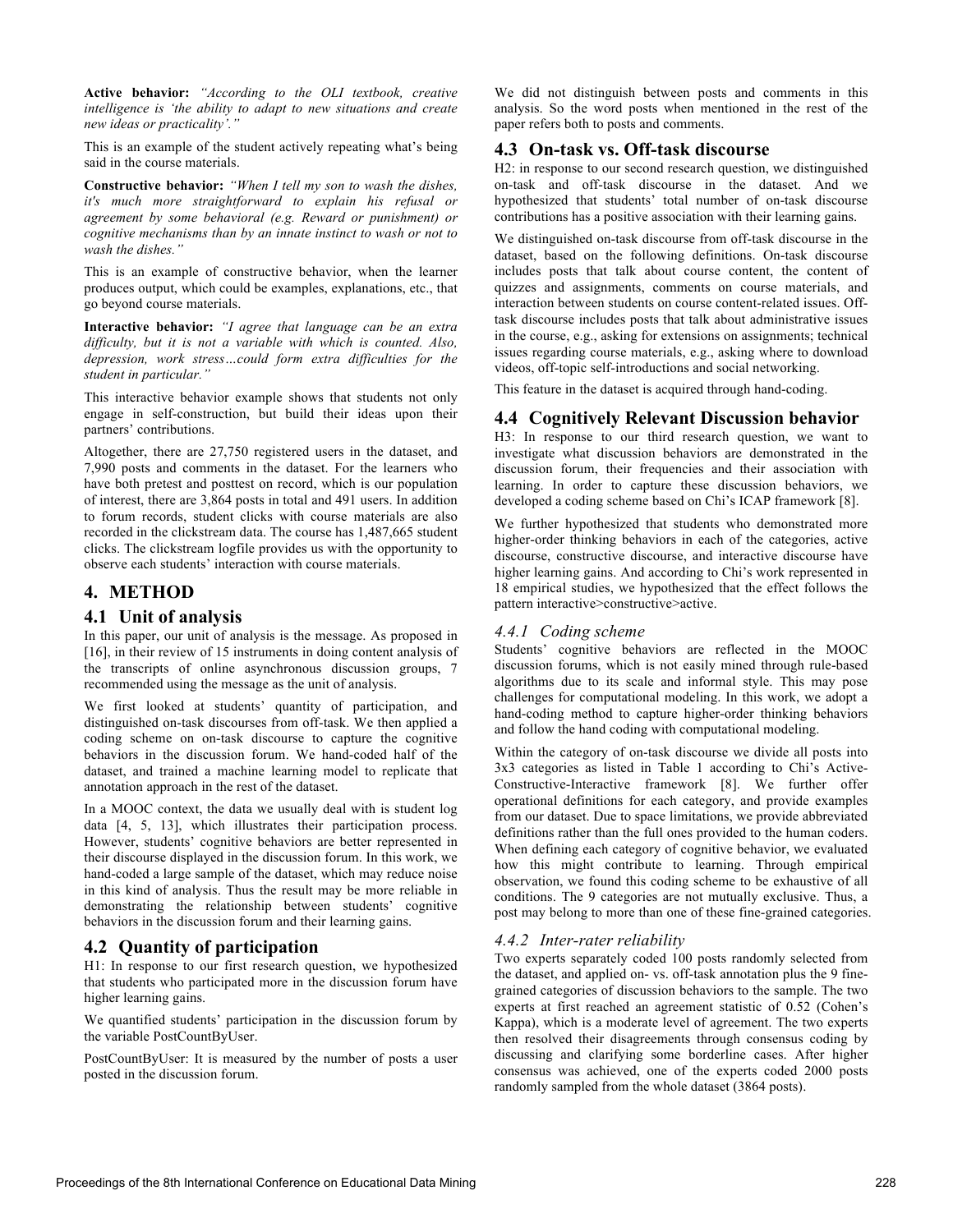**Active behavior:** *"According to the OLI textbook, creative intelligence is 'the ability to adapt to new situations and create new ideas or practicality'."*

This is an example of the student actively repeating what's being said in the course materials.

**Constructive behavior:** *"When I tell my son to wash the dishes, it's much more straightforward to explain his refusal or agreement by some behavioral (e.g. Reward or punishment) or cognitive mechanisms than by an innate instinct to wash or not to wash the dishes."*

This is an example of constructive behavior, when the learner produces output, which could be examples, explanations, etc., that go beyond course materials.

**Interactive behavior:** *"I agree that language can be an extra difficulty, but it is not a variable with which is counted. Also, depression, work stress…could form extra difficulties for the student in particular."*

This interactive behavior example shows that students not only engage in self-construction, but build their ideas upon their partners' contributions.

Altogether, there are 27,750 registered users in the dataset, and 7,990 posts and comments in the dataset. For the learners who have both pretest and posttest on record, which is our population of interest, there are 3,864 posts in total and 491 users. In addition to forum records, student clicks with course materials are also recorded in the clickstream data. The course has 1,487,665 student clicks. The clickstream logfile provides us with the opportunity to observe each students' interaction with course materials.

# 4. METHOD

## 4.1 Unit of analysis

In this paper, our unit of analysis is the message. As proposed in [16], in their review of 15 instruments in doing content analysis of the transcripts of online asynchronous discussion groups, 7 recommended using the message as the unit of analysis.

We first looked at students' quantity of participation, and distinguished on-task discourses from off-task. We then applied a coding scheme on on-task discourse to capture the cognitive behaviors in the discussion forum. We hand-coded half of the dataset, and trained a machine learning model to replicate that annotation approach in the rest of the dataset.

In a MOOC context, the data we usually deal with is student log data [4, 5, 13], which illustrates their participation process. However, students' cognitive behaviors are better represented in their discourse displayed in the discussion forum. In this work, we hand-coded a large sample of the dataset, which may reduce noise in this kind of analysis. Thus the result may be more reliable in demonstrating the relationship between students' cognitive behaviors in the discussion forum and their learning gains.

## 4.2 Quantity of participation

H1: In response to our first research question, we hypothesized that students who participated more in the discussion forum have higher learning gains.

We quantified students' participation in the discussion forum by the variable PostCountByUser.

PostCountByUser: It is measured by the number of posts a user posted in the discussion forum.

We did not distinguish between posts and comments in this analysis. So the word posts when mentioned in the rest of the paper refers both to posts and comments.

## 4.3 On-task vs. Off-task discourse

H2: in response to our second research question, we distinguished on-task and off-task discourse in the dataset. And we hypothesized that students' total number of on-task discourse contributions has a positive association with their learning gains.

We distinguished on-task discourse from off-task discourse in the dataset, based on the following definitions. On-task discourse includes posts that talk about course content, the content of quizzes and assignments, comments on course materials, and interaction between students on course content-related issues. Off-task discourse includes posts that talk about administrative issues in the course, e.g., asking for extensions on assignments; technical issues regarding course materials, e.g., asking where to download videos, off-topic self-introductions and social networking.

This feature in the dataset is acquired through hand-coding.

## 4.4 Cognitively Relevant Discussion behavior

H3: In response to our third research question, we want to investigate what discussion behaviors are demonstrated in the discussion forum, their frequencies and their association with learning. In order to capture these discussion behaviors, we developed a coding scheme based on Chi's ICAP framework [8].

We further hypothesized that students who demonstrated more higher-order thinking behaviors in each of the categories, active discourse, constructive discourse, and interactive discourse have higher learning gains. And according to Chi's work represented in 18 empirical studies, we hypothesized that the effect follows the pattern interactive>constructive>active.

### *4.4.1 Coding scheme*

Students' cognitive behaviors are reflected in the MOOC discussion forums, which is not easily mined through rule-based algorithms due to its scale and informal style. This may pose challenges for computational modeling. In this work, we adopt a hand-coding method to capture higher-order thinking behaviors and follow the hand coding with computational modeling.

Within the category of on-task discourse we divide all posts into 3x3 categories as listed in Table 1 according to Chi's Active-Constructive-Interactive framework [8]. We further offer operational definitions for each category, and provide examples from our dataset. Due to space limitations, we provide abbreviated definitions rather than the full ones provided to the human coders. When defining each category of cognitive behavior, we evaluated how this might contribute to learning. Through empirical observation, we found this coding scheme to be exhaustive of all conditions. The 9 categories are not mutually exclusive. Thus, a post may belong to more than one of these fine-grained categories.

### *4.4.2 Inter-rater reliability*

Two experts separately coded 100 posts randomly selected from the dataset, and applied on- vs. off-task annotation plus the 9 fine-grained categories of discussion behaviors to the sample. The two experts at first reached an agreement statistic of 0.52 (Cohen's Kappa), which is a moderate level of agreement. The two experts then resolved their disagreements through consensus coding by discussing and clarifying some borderline cases. After higher consensus was achieved, one of the experts coded 2000 posts randomly sampled from the whole dataset (3864 posts).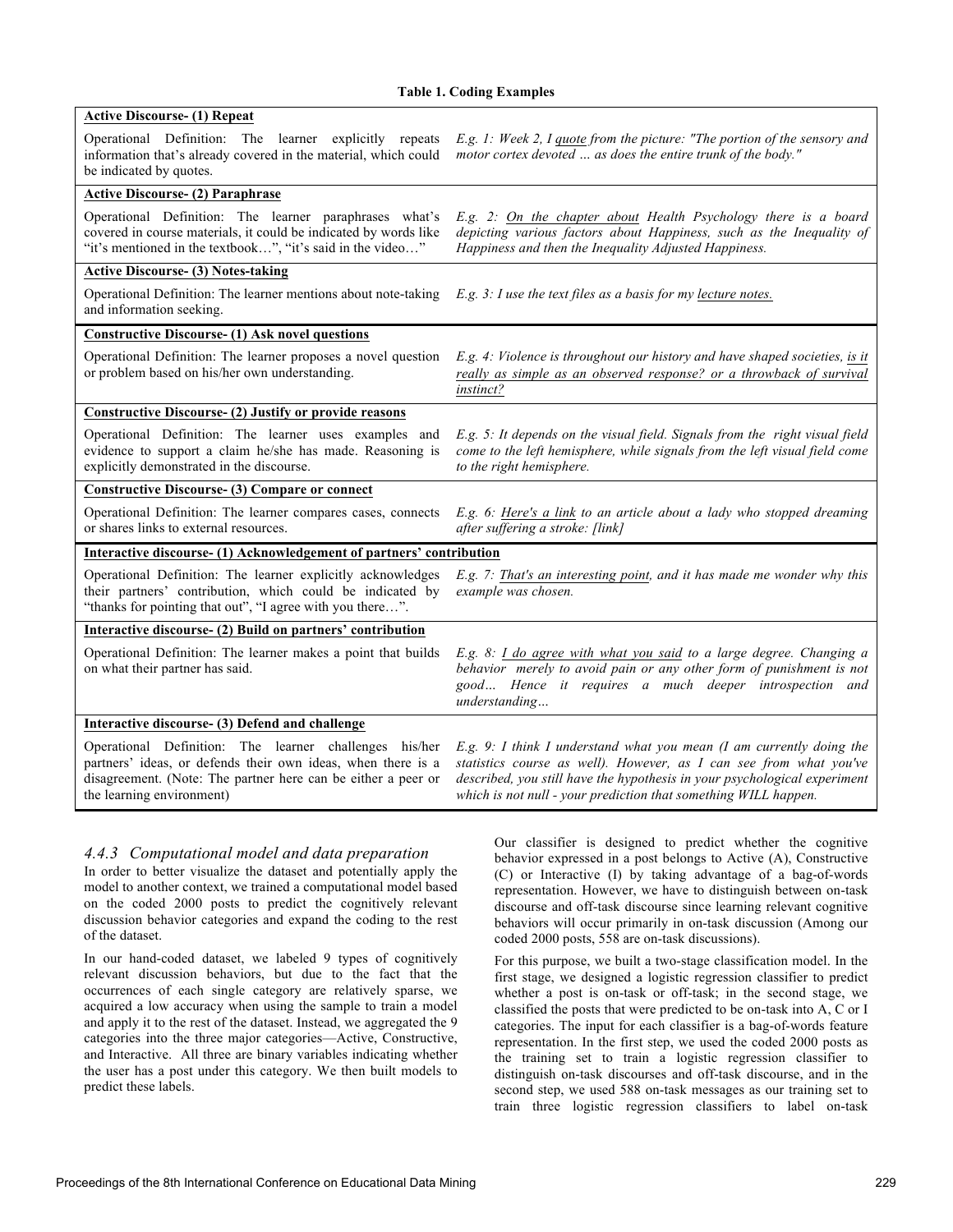**Table 1. Coding Examples**

| Operational Definition | Example |
|---|---|
| **Active Discourse- (1) Repeat** | |
| Operational Definition: The learner explicitly repeats information that's already covered in the material, which could be indicated by quotes. | *E.g. 1: Week 2, I quote from the picture: "The portion of the sensory and motor cortex devoted … as does the entire trunk of the body."* |
| **Active Discourse- (2) Paraphrase** | |
| Operational Definition: The learner paraphrases what's covered in course materials, it could be indicated by words like "it's mentioned in the textbook…", "it's said in the video…" | *E.g. 2: On the chapter about Health Psychology there is a board depicting various factors about Happiness, such as the Inequality of Happiness and then the Inequality Adjusted Happiness.* |
| **Active Discourse- (3) Notes-taking** | |
| Operational Definition: The learner mentions about note-taking and information seeking. | *E.g. 3: I use the text files as a basis for my lecture notes.* |
| **Constructive Discourse- (1) Ask novel questions** | |
| Operational Definition: The learner proposes a novel question or problem based on his/her own understanding. | *E.g. 4: Violence is throughout our history and have shaped societies, is it really as simple as an observed response? or a throwback of survival instinct?* |
| **Constructive Discourse- (2) Justify or provide reasons** | |
| Operational Definition: The learner uses examples and evidence to support a claim he/she has made. Reasoning is explicitly demonstrated in the discourse. | *E.g. 5: It depends on the visual field. Signals from the right visual field come to the left hemisphere, while signals from the left visual field come to the right hemisphere.* |
| **Constructive Discourse- (3) Compare or connect** | |
| Operational Definition: The learner compares cases, connects or shares links to external resources. | *E.g. 6: Here's a link to an article about a lady who stopped dreaming after suffering a stroke: [link]* |
| **Interactive discourse- (1) Acknowledgement of partners' contribution** | |
| Operational Definition: The learner explicitly acknowledges their partners' contribution, which could be indicated by "thanks for pointing that out", "I agree with you there…". | *E.g. 7: That's an interesting point, and it has made me wonder why this example was chosen.* |
| **Interactive discourse- (2) Build on partners' contribution** | |
| Operational Definition: The learner makes a point that builds on what their partner has said. | *E.g. 8: I do agree with what you said to a large degree. Changing a behavior merely to avoid pain or any other form of punishment is not good… Hence it requires a much deeper introspection and understanding…* |
| **Interactive discourse- (3) Defend and challenge** | |
| Operational Definition: The learner challenges his/her partners' ideas, or defends their own ideas, when there is a disagreement. (Note: The partner here can be either a peer or the learning environment) | *E.g. 9: I think I understand what you mean (I am currently doing the statistics course as well). However, as I can see from what you've described, you still have the hypothesis in your psychological experiment which is not null - your prediction that something WILL happen.* |

### *4.4.3 Computational model and data preparation*

In order to better visualize the dataset and potentially apply the model to another context, we trained a computational model based on the coded 2000 posts to predict the cognitively relevant discussion behavior categories and expand the coding to the rest of the dataset.

In our hand-coded dataset, we labeled 9 types of cognitively relevant discussion behaviors, but due to the fact that the occurrences of each single category are relatively sparse, we acquired a low accuracy when using the sample to train a model and apply it to the rest of the dataset. Instead, we aggregated the 9 categories into the three major categories—Active, Constructive, and Interactive. All three are binary variables indicating whether the user has a post under this category. We then built models to predict these labels.

Our classifier is designed to predict whether the cognitive behavior expressed in a post belongs to Active (A), Constructive (C) or Interactive (I) by taking advantage of a bag-of-words representation. However, we have to distinguish between on-task discourse and off-task discourse since learning relevant cognitive behaviors will occur primarily in on-task discussion (Among our coded 2000 posts, 558 are on-task discussions).

For this purpose, we built a two-stage classification model. In the first stage, we designed a logistic regression classifier to predict whether a post is on-task or off-task; in the second stage, we classified the posts that were predicted to be on-task into A, C or I categories. The input for each classifier is a bag-of-words feature representation. In the first step, we used the coded 2000 posts as the training set to train a logistic regression classifier to distinguish on-task discourses and off-task discourse, and in the second step, we used 588 on-task messages as our training set to train three logistic regression classifiers to label on-task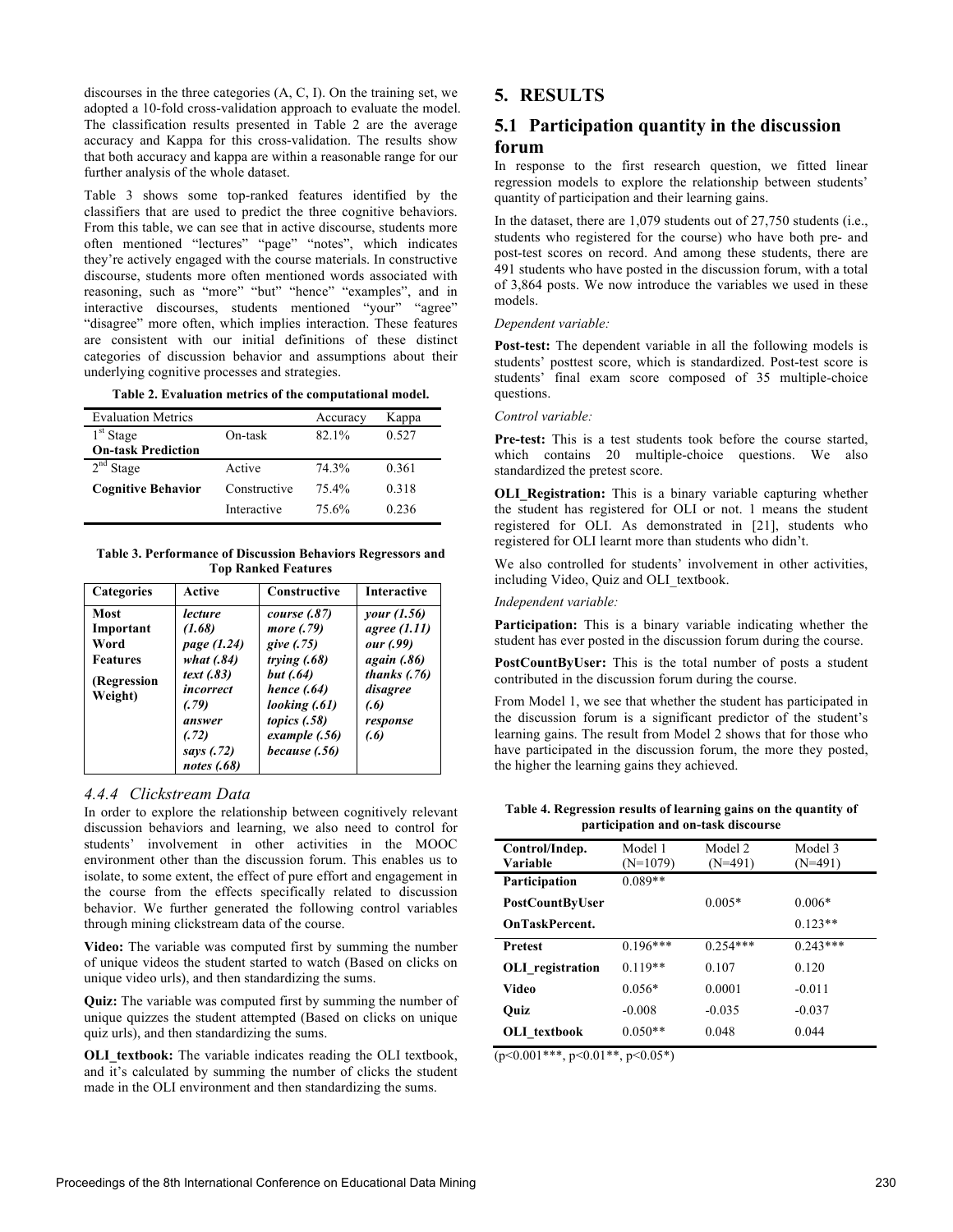discourses in the three categories (A, C, I). On the training set, we adopted a 10-fold cross-validation approach to evaluate the model. The classification results presented in Table 2 are the average accuracy and Kappa for this cross-validation. The results show that both accuracy and kappa are within a reasonable range for our further analysis of the whole dataset.

Table 3 shows some top-ranked features identified by the classifiers that are used to predict the three cognitive behaviors. From this table, we can see that in active discourse, students more often mentioned "lectures" "page" "notes", which indicates they're actively engaged with the course materials. In constructive discourse, students more often mentioned words associated with reasoning, such as "more" "but" "hence" "examples", and in interactive discourses, students mentioned "your" "agree" "disagree" more often, which implies interaction. These features are consistent with our initial definitions of these distinct categories of discussion behavior and assumptions about their underlying cognitive processes and strategies.

**Table 2. Evaluation metrics of the computational model.**

| Evaluation Metrics | | Accuracy | Kappa |
|---|---|---|---|
| 1st Stage **On-task Prediction** | On-task | 82.1% | 0.527 |
| 2nd Stage | Active | 74.3% | 0.361 |
| **Cognitive Behavior** | Constructive | 75.4% | 0.318 |
| | Interactive | 75.6% | 0.236 |

**Table 3. Performance of Discussion Behaviors Regressors and Top Ranked Features**

| **Categories** | **Active** | **Constructive** | **Interactive** |
|---|---|---|---|
| **Most Important Word Features (Regression Weight)** | ***lecture (1.68) page (1.24) what (.84) text (.83) incorrect (.79) answer (.72) says (.72) notes (.68)*** | ***course (.87) more (.79) give (.75) trying (.68) but (.64) hence (.64) looking (.61) topics (.58) example (.56) because (.56)*** | ***your (1.56) agree (1.11) our (.99) again (.86) thanks (.76) disagree (.6) response (.6)*** |

### 4.4.4 Clickstream Data

In order to explore the relationship between cognitively relevant discussion behaviors and learning, we also need to control for students' involvement in other activities in the MOOC environment other than the discussion forum. This enables us to isolate, to some extent, the effect of pure effort and engagement in the course from the effects specifically related to discussion behavior. We further generated the following control variables through mining clickstream data of the course.

**Video:** The variable was computed first by summing the number of unique videos the student started to watch (Based on clicks on unique video urls), and then standardizing the sums.

**Quiz:** The variable was computed first by summing the number of unique quizzes the student attempted (Based on clicks on unique quiz urls), and then standardizing the sums.

**OLI_textbook:** The variable indicates reading the OLI textbook, and it's calculated by summing the number of clicks the student made in the OLI environment and then standardizing the sums.

## 5. RESULTS

### 5.1 Participation quantity in the discussion forum

In response to the first research question, we fitted linear regression models to explore the relationship between students' quantity of participation and their learning gains.

In the dataset, there are 1,079 students out of 27,750 students (i.e., students who registered for the course) who have both pre- and post-test scores on record. And among these students, there are 491 students who have posted in the discussion forum, with a total of 3,864 posts. We now introduce the variables we used in these models.

*Dependent variable:*

**Post-test:** The dependent variable in all the following models is students' posttest score, which is standardized. Post-test score is students' final exam score composed of 35 multiple-choice questions.

*Control variable:*

**Pre-test:** This is a test students took before the course started, which contains 20 multiple-choice questions. We also standardized the pretest score.

**OLI_Registration:** This is a binary variable capturing whether the student has registered for OLI or not. 1 means the student registered for OLI. As demonstrated in [21], students who registered for OLI learnt more than students who didn't.

We also controlled for students' involvement in other activities, including Video, Quiz and OLI_textbook.

*Independent variable:*

**Participation:** This is a binary variable indicating whether the student has ever posted in the discussion forum during the course.

**PostCountByUser:** This is the total number of posts a student contributed in the discussion forum during the course.

From Model 1, we see that whether the student has participated in the discussion forum is a significant predictor of the student's learning gains. The result from Model 2 shows that for those who have participated in the discussion forum, the more they posted, the higher the learning gains they achieved.

**Table 4. Regression results of learning gains on the quantity of participation and on-task discourse**

| Control/Indep. Variable | Model 1 (N=1079) | Model 2 (N=491) | Model 3 (N=491) |
|---|---|---|---|
| **Participation** | 0.089** | | |
| **PostCountByUser** | | 0.005* | 0.006* |
| **OnTaskPercent.** | | | 0.123** |
| **Pretest** | 0.196*** | 0.254*** | 0.243*** |
| **OLI_registration** | 0.119** | 0.107 | 0.120 |
| **Video** | 0.056* | 0.0001 | -0.011 |
| **Quiz** | -0.008 | -0.035 | -0.037 |
| **OLI_textbook** | 0.050** | 0.048 | 0.044 |

($p<0.001$***, $p<0.01$**, $p<0.05$*)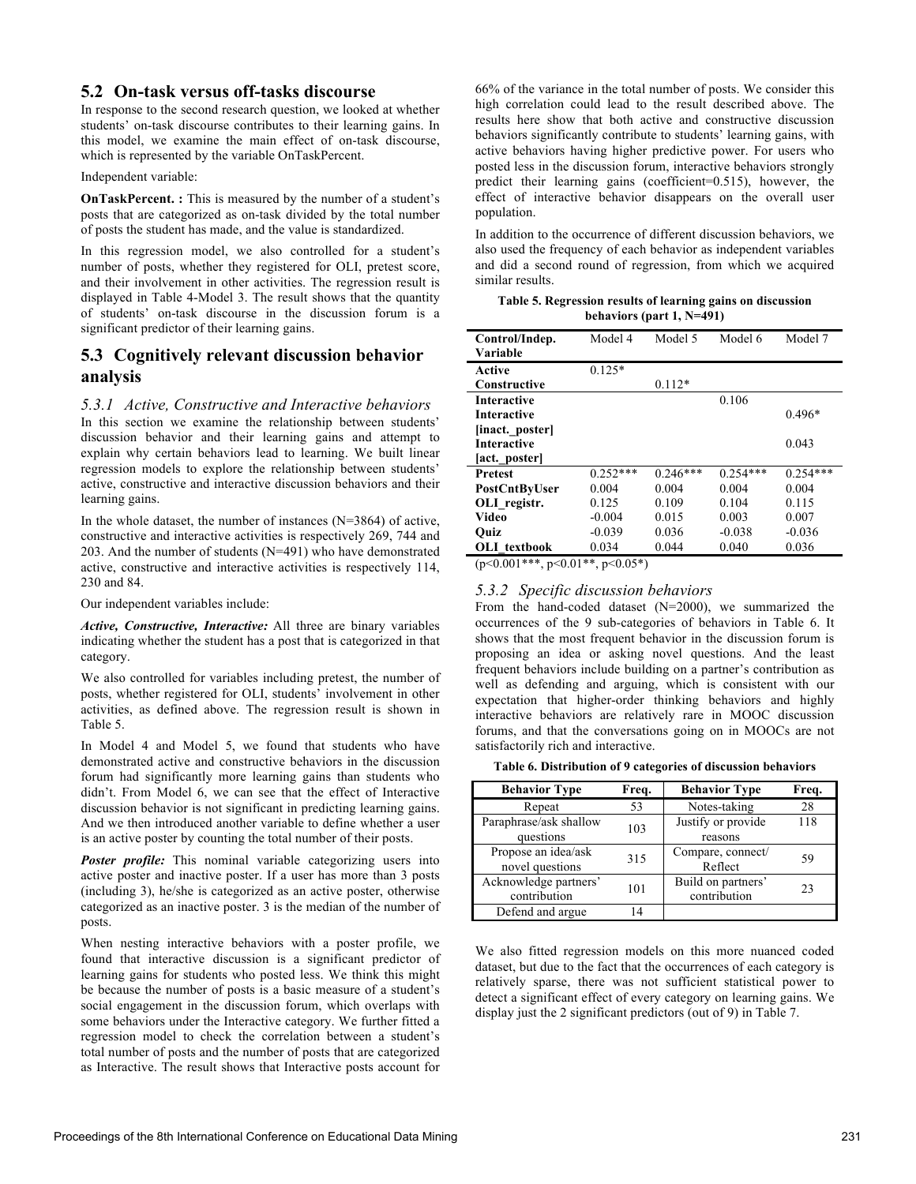## 5.2 On-task versus off-tasks discourse

In response to the second research question, we looked at whether students' on-task discourse contributes to their learning gains. In this model, we examine the main effect of on-task discourse, which is represented by the variable OnTaskPercent.

Independent variable:

**OnTaskPercent. :** This is measured by the number of a student's posts that are categorized as on-task divided by the total number of posts the student has made, and the value is standardized.

In this regression model, we also controlled for a student's number of posts, whether they registered for OLI, pretest score, and their involvement in other activities. The regression result is displayed in Table 4-Model 3. The result shows that the quantity of students' on-task discourse in the discussion forum is a significant predictor of their learning gains.

## 5.3 Cognitively relevant discussion behavior analysis

### 5.3.1 Active, Constructive and Interactive behaviors

In this section we examine the relationship between students' discussion behavior and their learning gains and attempt to explain why certain behaviors lead to learning. We built linear regression models to explore the relationship between students' active, constructive and interactive discussion behaviors and their learning gains.

In the whole dataset, the number of instances (N=3864) of active, constructive and interactive activities is respectively 269, 744 and 203. And the number of students (N=491) who have demonstrated active, constructive and interactive activities is respectively 114, 230 and 84.

Our independent variables include:

***Active, Constructive, Interactive:*** All three are binary variables indicating whether the student has a post that is categorized in that category.

We also controlled for variables including pretest, the number of posts, whether registered for OLI, students' involvement in other activities, as defined above. The regression result is shown in Table 5.

In Model 4 and Model 5, we found that students who have demonstrated active and constructive behaviors in the discussion forum had significantly more learning gains than students who didn't. From Model 6, we can see that the effect of Interactive discussion behavior is not significant in predicting learning gains. And we then introduced another variable to define whether a user is an active poster by counting the total number of their posts.

***Poster profile:*** This nominal variable categorizing users into active poster and inactive poster. If a user has more than 3 posts (including 3), he/she is categorized as an active poster, otherwise categorized as an inactive poster. 3 is the median of the number of posts.

When nesting interactive behaviors with a poster profile, we found that interactive discussion is a significant predictor of learning gains for students who posted less. We think this might be because the number of posts is a basic measure of a student's social engagement in the discussion forum, which overlaps with some behaviors under the Interactive category. We further fitted a regression model to check the correlation between a student's total number of posts and the number of posts that are categorized as Interactive. The result shows that Interactive posts account for 66% of the variance in the total number of posts. We consider this high correlation could lead to the result described above. The results here show that both active and constructive discussion behaviors significantly contribute to students' learning gains, with active behaviors having higher predictive power. For users who posted less in the discussion forum, interactive behaviors strongly predict their learning gains (coefficient=0.515), however, the effect of interactive behavior disappears on the overall user population.

In addition to the occurrence of different discussion behaviors, we also used the frequency of each behavior as independent variables and did a second round of regression, from which we acquired similar results.

**Table 5. Regression results of learning gains on discussion behaviors (part 1, N=491)**

| Control/Indep. Variable | Model 4 | Model 5 | Model 6 | Model 7 |
|---|---|---|---|---|
| **Active** | 0.125* | | | |
| **Constructive** | | 0.112* | | |
| **Interactive** | | | 0.106 | |
| **Interactive [inact._poster]** | | | | 0.496* |
| **Interactive [act._poster]** | | | | 0.043 |
| **Pretest** | 0.252*** | 0.246*** | 0.254*** | 0.254*** |
| **PostCntByUser** | 0.004 | 0.004 | 0.004 | 0.004 |
| **OLI_registr.** | 0.125 | 0.109 | 0.104 | 0.115 |
| **Video** | -0.004 | 0.015 | 0.003 | 0.007 |
| **Quiz** | -0.039 | 0.036 | -0.038 | -0.036 |
| **OLI_textbook** | 0.034 | 0.044 | 0.040 | 0.036 |

($p<0.001$***, $p<0.01$**, $p<0.05$*)

### 5.3.2 Specific discussion behaviors

From the hand-coded dataset (N=2000), we summarized the occurrences of the 9 sub-categories of behaviors in Table 6. It shows that the most frequent behavior in the discussion forum is proposing an idea or asking novel questions. And the least frequent behaviors include building on a partner's contribution as well as defending and arguing, which is consistent with our expectation that higher-order thinking behaviors and highly interactive behaviors are relatively rare in MOOC discussion forums, and that the conversations going on in MOOCs are not satisfactorily rich and interactive.

**Table 6. Distribution of 9 categories of discussion behaviors**

| Behavior Type | Freq. | Behavior Type | Freq. |
|---|---|---|---|
| Repeat | 53 | Notes-taking | 28 |
| Paraphrase/ask shallow questions | 103 | Justify or provide reasons | 118 |
| Propose an idea/ask novel questions | 315 | Compare, connect/ Reflect | 59 |
| Acknowledge partners' contribution | 101 | Build on partners' contribution | 23 |
| Defend and argue | 14 | | |

We also fitted regression models on this more nuanced coded dataset, but due to the fact that the occurrences of each category is relatively sparse, there was not sufficient statistical power to detect a significant effect of every category on learning gains. We display just the 2 significant predictors (out of 9) in Table 7.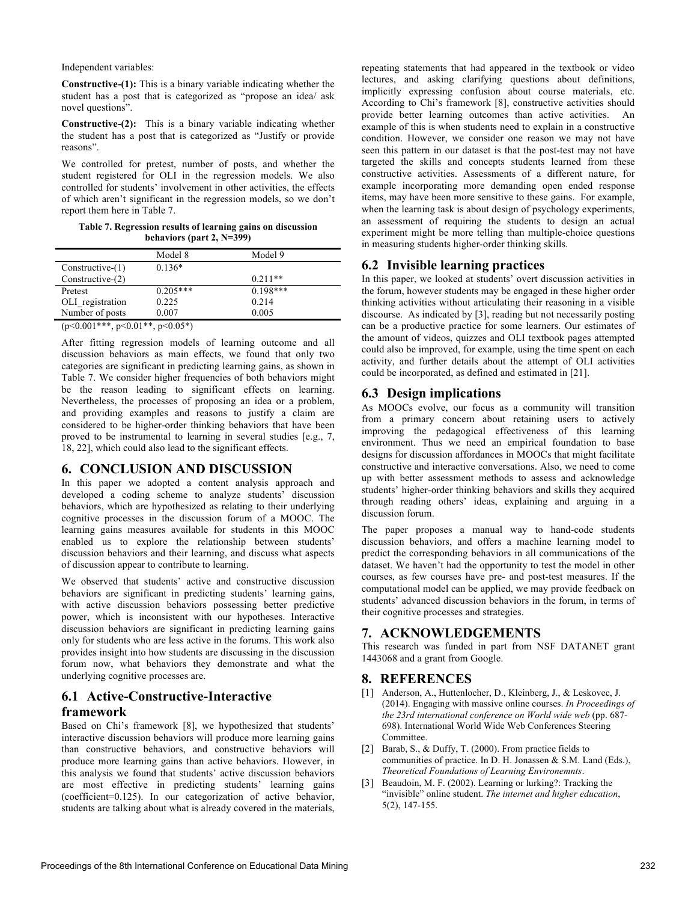Independent variables:

**Constructive-(1):** This is a binary variable indicating whether the student has a post that is categorized as "propose an idea/ ask novel questions".

**Constructive-(2):** This is a binary variable indicating whether the student has a post that is categorized as "Justify or provide reasons".

We controlled for pretest, number of posts, and whether the student registered for OLI in the regression models. We also controlled for students' involvement in other activities, the effects of which aren't significant in the regression models, so we don't report them here in Table 7.

**Table 7. Regression results of learning gains on discussion behaviors (part 2, N=399)**

| | Model 8 | Model 9 |
|---|---|---|
| Constructive-(1) | 0.136* | |
| Constructive-(2) | | 0.211** |
| Pretest | 0.205*** | 0.198*** |
| OLI_registration | 0.225 | 0.214 |
| Number of posts | 0.007 | 0.005 |

(p<0.001***, p<0.01**, p<0.05*)

After fitting regression models of learning outcome and all discussion behaviors as main effects, we found that only two categories are significant in predicting learning gains, as shown in Table 7. We consider higher frequencies of both behaviors might be the reason leading to significant effects on learning. Nevertheless, the processes of proposing an idea or a problem, and providing examples and reasons to justify a claim are considered to be higher-order thinking behaviors that have been proved to be instrumental to learning in several studies [e.g., 7, 18, 22], which could also lead to the significant effects.

## 6. CONCLUSION AND DISCUSSION

In this paper we adopted a content analysis approach and developed a coding scheme to analyze students' discussion behaviors, which are hypothesized as relating to their underlying cognitive processes in the discussion forum of a MOOC. The learning gains measures available for students in this MOOC enabled us to explore the relationship between students' discussion behaviors and their learning, and discuss what aspects of discussion appear to contribute to learning.

We observed that students' active and constructive discussion behaviors are significant in predicting students' learning gains, with active discussion behaviors possessing better predictive power, which is inconsistent with our hypotheses. Interactive discussion behaviors are significant in predicting learning gains only for students who are less active in the forums. This work also provides insight into how students are discussing in the discussion forum now, what behaviors they demonstrate and what the underlying cognitive processes are.

### 6.1 Active-Constructive-Interactive framework

Based on Chi's framework [8], we hypothesized that students' interactive discussion behaviors will produce more learning gains than constructive behaviors, and constructive behaviors will produce more learning gains than active behaviors. However, in this analysis we found that students' active discussion behaviors are most effective in predicting students' learning gains (coefficient=0.125). In our categorization of active behavior, students are talking about what is already covered in the materials, repeating statements that had appeared in the textbook or video lectures, and asking clarifying questions about definitions, implicitly expressing confusion about course materials, etc. According to Chi's framework [8], constructive activities should provide better learning outcomes than active activities. An example of this is when students need to explain in a constructive condition. However, we consider one reason we may not have seen this pattern in our dataset is that the post-test may not have targeted the skills and concepts students learned from these constructive activities. Assessments of a different nature, for example incorporating more demanding open ended response items, may have been more sensitive to these gains. For example, when the learning task is about design of psychology experiments, an assessment of requiring the students to design an actual experiment might be more telling than multiple-choice questions in measuring students higher-order thinking skills.

### 6.2 Invisible learning practices

In this paper, we looked at students' overt discussion activities in the forum, however students may be engaged in these higher order thinking activities without articulating their reasoning in a visible discourse. As indicated by [3], reading but not necessarily posting can be a productive practice for some learners. Our estimates of the amount of videos, quizzes and OLI textbook pages attempted could also be improved, for example, using the time spent on each activity, and further details about the attempt of OLI activities could be incorporated, as defined and estimated in [21].

### 6.3 Design implications

As MOOCs evolve, our focus as a community will transition from a primary concern about retaining users to actively improving the pedagogical effectiveness of this learning environment. Thus we need an empirical foundation to base designs for discussion affordances in MOOCs that might facilitate constructive and interactive conversations. Also, we need to come up with better assessment methods to assess and acknowledge students' higher-order thinking behaviors and skills they acquired through reading others' ideas, explaining and arguing in a discussion forum.

The paper proposes a manual way to hand-code students discussion behaviors, and offers a machine learning model to predict the corresponding behaviors in all communications of the dataset. We haven't had the opportunity to test the model in other courses, as few courses have pre- and post-test measures. If the computational model can be applied, we may provide feedback on students' advanced discussion behaviors in the forum, in terms of their cognitive processes and strategies.

## 7. ACKNOWLEDGEMENTS

This research was funded in part from NSF DATANET grant 1443068 and a grant from Google.

## 8. REFERENCES

[1] Anderson, A., Huttenlocher, D., Kleinberg, J., & Leskovec, J. (2014). Engaging with massive online courses. *In Proceedings of the 23rd international conference on World wide web* (pp. 687-698). International World Wide Web Conferences Steering Committee.

[2] Barab, S., & Duffy, T. (2000). From practice fields to communities of practice. In D. H. Jonassen & S.M. Land (Eds.), *Theoretical Foundations of Learning Environemnts*.

[3] Beaudoin, M. F. (2002). Learning or lurking?: Tracking the "invisible" online student. *The internet and higher education*, 5(2), 147-155.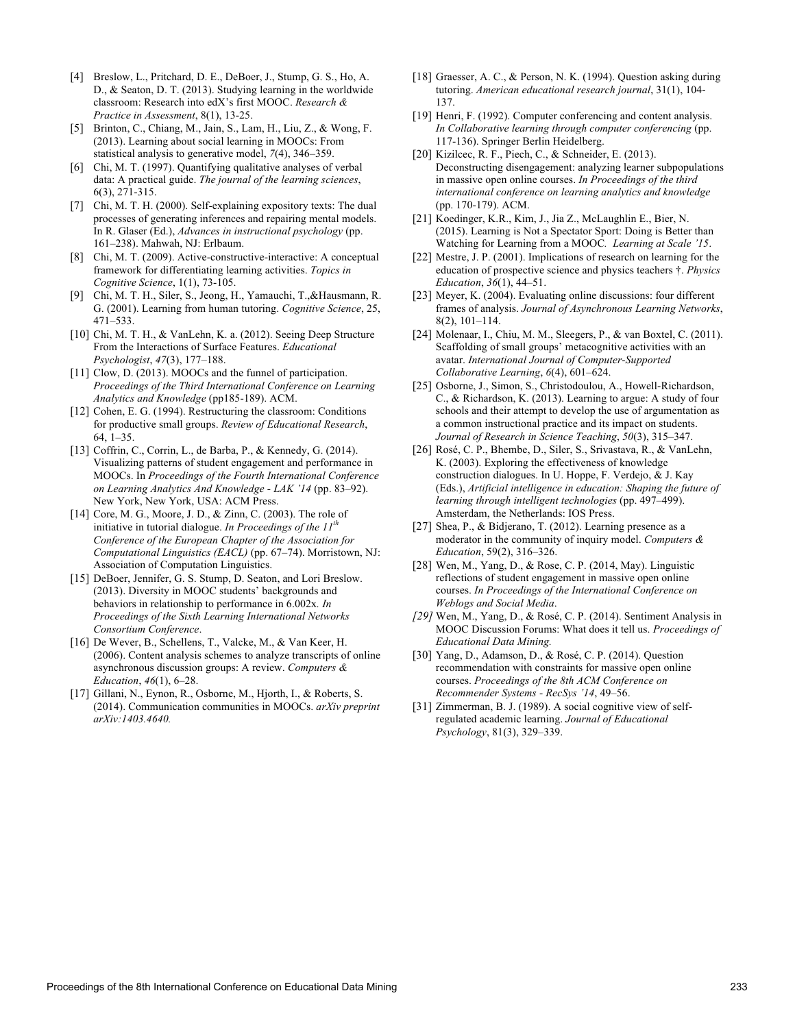[4] Breslow, L., Pritchard, D. E., DeBoer, J., Stump, G. S., Ho, A. D., & Seaton, D. T. (2013). Studying learning in the worldwide classroom: Research into edX's first MOOC. *Research & Practice in Assessment*, 8(1), 13-25.

[5] Brinton, C., Chiang, M., Jain, S., Lam, H., Liu, Z., & Wong, F. (2013). Learning about social learning in MOOCs: From statistical analysis to generative model, *7*(4), 346–359.

[6] Chi, M. T. (1997). Quantifying qualitative analyses of verbal data: A practical guide. *The journal of the learning sciences*, 6(3), 271-315.

[7] Chi, M. T. H. (2000). Self-explaining expository texts: The dual processes of generating inferences and repairing mental models. In R. Glaser (Ed.), *Advances in instructional psychology* (pp. 161–238). Mahwah, NJ: Erlbaum.

[8] Chi, M. T. (2009). Active-constructive-interactive: A conceptual framework for differentiating learning activities. *Topics in Cognitive Science*, 1(1), 73-105.

[9] Chi, M. T. H., Siler, S., Jeong, H., Yamauchi, T.,&Hausmann, R. G. (2001). Learning from human tutoring. *Cognitive Science*, 25, 471–533.

[10] Chi, M. T. H., & VanLehn, K. a. (2012). Seeing Deep Structure From the Interactions of Surface Features. *Educational Psychologist*, *47*(3), 177–188.

[11] Clow, D. (2013). MOOCs and the funnel of participation. *Proceedings of the Third International Conference on Learning Analytics and Knowledge* (pp185-189). ACM.

[12] Cohen, E. G. (1994). Restructuring the classroom: Conditions for productive small groups. *Review of Educational Research*, 64, 1–35.

[13] Coffrin, C., Corrin, L., de Barba, P., & Kennedy, G. (2014). Visualizing patterns of student engagement and performance in MOOCs. In *Proceedings of the Fourth International Conference on Learning Analytics And Knowledge - LAK '14* (pp. 83–92). New York, New York, USA: ACM Press.

[14] Core, M. G., Moore, J. D., & Zinn, C. (2003). The role of initiative in tutorial dialogue. *In Proceedings of the 11th Conference of the European Chapter of the Association for Computational Linguistics (EACL)* (pp. 67–74). Morristown, NJ: Association of Computation Linguistics.

[15] DeBoer, Jennifer, G. S. Stump, D. Seaton, and Lori Breslow. (2013). Diversity in MOOC students' backgrounds and behaviors in relationship to performance in 6.002x. *In Proceedings of the Sixth Learning International Networks Consortium Conference*.

[16] De Wever, B., Schellens, T., Valcke, M., & Van Keer, H. (2006). Content analysis schemes to analyze transcripts of online asynchronous discussion groups: A review. *Computers & Education*, *46*(1), 6–28.

[17] Gillani, N., Eynon, R., Osborne, M., Hjorth, I., & Roberts, S. (2014). Communication communities in MOOCs. *arXiv preprint arXiv:1403.4640.*

[18] Graesser, A. C., & Person, N. K. (1994). Question asking during tutoring. *American educational research journal*, 31(1), 104-137.

[19] Henri, F. (1992). Computer conferencing and content analysis. *In Collaborative learning through computer conferencing* (pp. 117-136). Springer Berlin Heidelberg.

[20] Kizilcec, R. F., Piech, C., & Schneider, E. (2013). Deconstructing disengagement: analyzing learner subpopulations in massive open online courses. *In Proceedings of the third international conference on learning analytics and knowledge* (pp. 170-179). ACM.

[21] Koedinger, K.R., Kim, J., Jia Z., McLaughlin E., Bier, N. (2015). Learning is Not a Spectator Sport: Doing is Better than Watching for Learning from a MOOC. *Learning at Scale '15*.

[22] Mestre, J. P. (2001). Implications of research on learning for the education of prospective science and physics teachers †. *Physics Education*, *36*(1), 44–51.

[23] Meyer, K. (2004). Evaluating online discussions: four different frames of analysis. *Journal of Asynchronous Learning Networks*, 8(2), 101–114.

[24] Molenaar, I., Chiu, M. M., Sleegers, P., & van Boxtel, C. (2011). Scaffolding of small groups' metacognitive activities with an avatar. *International Journal of Computer-Supported Collaborative Learning*, *6*(4), 601–624.

[25] Osborne, J., Simon, S., Christodoulou, A., Howell-Richardson, C., & Richardson, K. (2013). Learning to argue: A study of four schools and their attempt to develop the use of argumentation as a common instructional practice and its impact on students. *Journal of Research in Science Teaching*, *50*(3), 315–347.

[26] Rosé, C. P., Bhembe, D., Siler, S., Srivastava, R., & VanLehn, K. (2003). Exploring the effectiveness of knowledge construction dialogues. In U. Hoppe, F. Verdejo, & J. Kay (Eds.), *Artificial intelligence in education: Shaping the future of learning through intelligent technologies* (pp. 497–499). Amsterdam, the Netherlands: IOS Press.

[27] Shea, P., & Bidjerano, T. (2012). Learning presence as a moderator in the community of inquiry model. *Computers & Education*, 59(2), 316–326.

[28] Wen, M., Yang, D., & Rose, C. P. (2014, May). Linguistic reflections of student engagement in massive open online courses. *In Proceedings of the International Conference on Weblogs and Social Media*.

*[29]* Wen, M., Yang, D., & Rosé, C. P. (2014). Sentiment Analysis in MOOC Discussion Forums: What does it tell us. *Proceedings of Educational Data Mining.*

[30] Yang, D., Adamson, D., & Rosé, C. P. (2014). Question recommendation with constraints for massive open online courses. *Proceedings of the 8th ACM Conference on Recommender Systems - RecSys '14*, 49–56.

[31] Zimmerman, B. J. (1989). A social cognitive view of self-regulated academic learning. *Journal of Educational Psychology*, 81(3), 329–339.